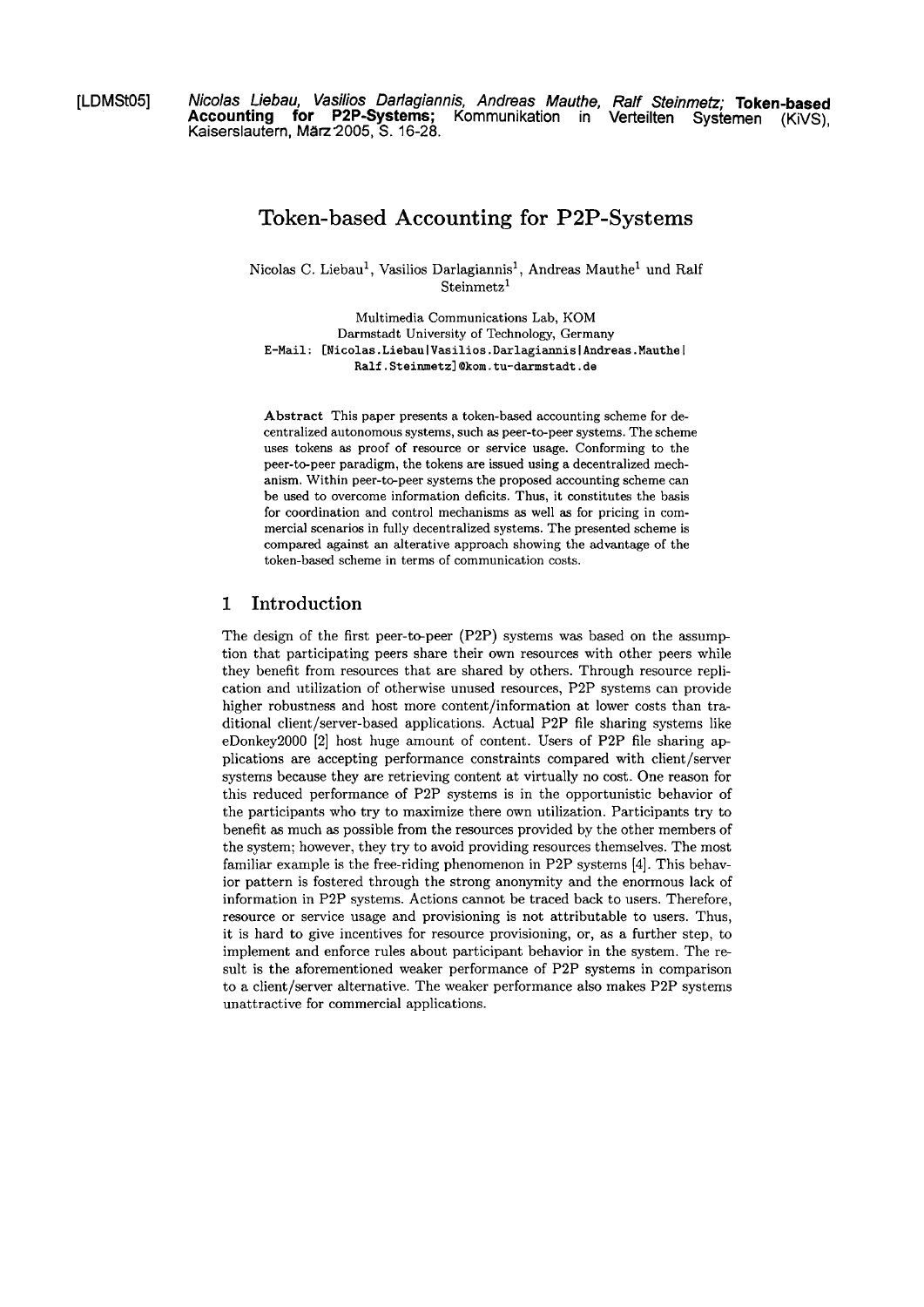[LDMSt05] *Nicolas Liebau, Vasilios Darlagiannis, Andreas Mauthe, Ralf Steinmetz;* **Token-based Accounting for P2P-Systems;** Kommunikation in Verteilten Systemen (KiVS), Kaiserslautern, März 2005, S. 16-28.

# Token-based Accounting for P2P-Systems

Nicolas C. Liebau[1], Vasilios Darlagiannis[1], Andreas Mauthe[1] und Ralf Steinmetz[1]

Multimedia Communications Lab, KOM
Darmstadt University of Technology, Germany
E-Mail: [Nicolas.Liebau|Vasilios.Darlagiannis|Andreas.Mauthe|Ralf.Steinmetz]@kom.tu-darmstadt.de

**Abstract** This paper presents a token-based accounting scheme for decentralized autonomous systems, such as peer-to-peer systems. The scheme uses tokens as proof of resource or service usage. Conforming to the peer-to-peer paradigm, the tokens are issued using a decentralized mechanism. Within peer-to-peer systems the proposed accounting scheme can be used to overcome information deficits. Thus, it constitutes the basis for coordination and control mechanisms as well as for pricing in commercial scenarios in fully decentralized systems. The presented scheme is compared against an alterative approach showing the advantage of the token-based scheme in terms of communication costs.

## 1 Introduction

The design of the first peer-to-peer (P2P) systems was based on the assumption that participating peers share their own resources with other peers while they benefit from resources that are shared by others. Through resource replication and utilization of otherwise unused resources, P2P systems can provide higher robustness and host more content/information at lower costs than traditional client/server-based applications. Actual P2P file sharing systems like eDonkey2000 [2] host huge amount of content. Users of P2P file sharing applications are accepting performance constraints compared with client/server systems because they are retrieving content at virtually no cost. One reason for this reduced performance of P2P systems is in the opportunistic behavior of the participants who try to maximize there own utilization. Participants try to benefit as much as possible from the resources provided by the other members of the system; however, they try to avoid providing resources themselves. The most familiar example is the free-riding phenomenon in P2P systems [4]. This behavior pattern is fostered through the strong anonymity and the enormous lack of information in P2P systems. Actions cannot be traced back to users. Therefore, resource or service usage and provisioning is not attributable to users. Thus, it is hard to give incentives for resource provisioning, or, as a further step, to implement and enforce rules about participant behavior in the system. The result is the aforementioned weaker performance of P2P systems in comparison to a client/server alternative. The weaker performance also makes P2P systems unattractive for commercial applications.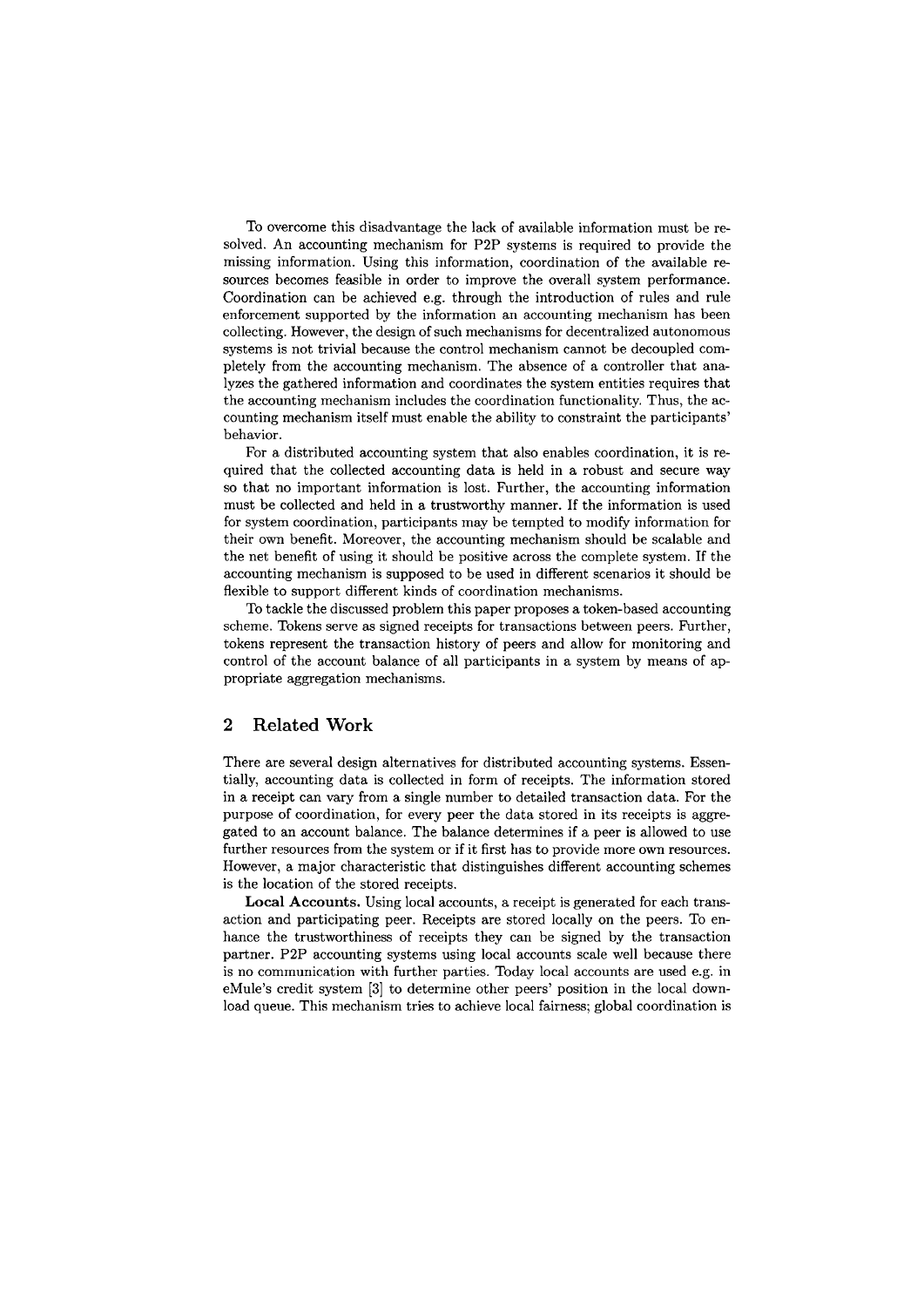To overcome this disadvantage the lack of available information must be resolved. An accounting mechanism for P2P systems is required to provide the missing information. Using this information, coordination of the available resources becomes feasible in order to improve the overall system performance. Coordination can be achieved e.g. through the introduction of rules and rule enforcement supported by the information an accounting mechanism has been collecting. However, the design of such mechanisms for decentralized autonomous systems is not trivial because the control mechanism cannot be decoupled completely from the accounting mechanism. The absence of a controller that analyzes the gathered information and coordinates the system entities requires that the accounting mechanism includes the coordination functionality. Thus, the accounting mechanism itself must enable the ability to constraint the participants' behavior.

For a distributed accounting system that also enables coordination, it is required that the collected accounting data is held in a robust and secure way so that no important information is lost. Further, the accounting information must be collected and held in a trustworthy manner. If the information is used for system coordination, participants may be tempted to modify information for their own benefit. Moreover, the accounting mechanism should be scalable and the net benefit of using it should be positive across the complete system. If the accounting mechanism is supposed to be used in different scenarios it should be flexible to support different kinds of coordination mechanisms.

To tackle the discussed problem this paper proposes a token-based accounting scheme. Tokens serve as signed receipts for transactions between peers. Further, tokens represent the transaction history of peers and allow for monitoring and control of the account balance of all participants in a system by means of appropriate aggregation mechanisms.

## 2 Related Work

There are several design alternatives for distributed accounting systems. Essentially, accounting data is collected in form of receipts. The information stored in a receipt can vary from a single number to detailed transaction data. For the purpose of coordination, for every peer the data stored in its receipts is aggregated to an account balance. The balance determines if a peer is allowed to use further resources from the system or if it first has to provide more own resources. However, a major characteristic that distinguishes different accounting schemes is the location of the stored receipts.

**Local Accounts.** Using local accounts, a receipt is generated for each transaction and participating peer. Receipts are stored locally on the peers. To enhance the trustworthiness of receipts they can be signed by the transaction partner. P2P accounting systems using local accounts scale well because there is no communication with further parties. Today local accounts are used e.g. in eMule's credit system [3] to determine other peers' position in the local download queue. This mechanism tries to achieve local fairness; global coordination is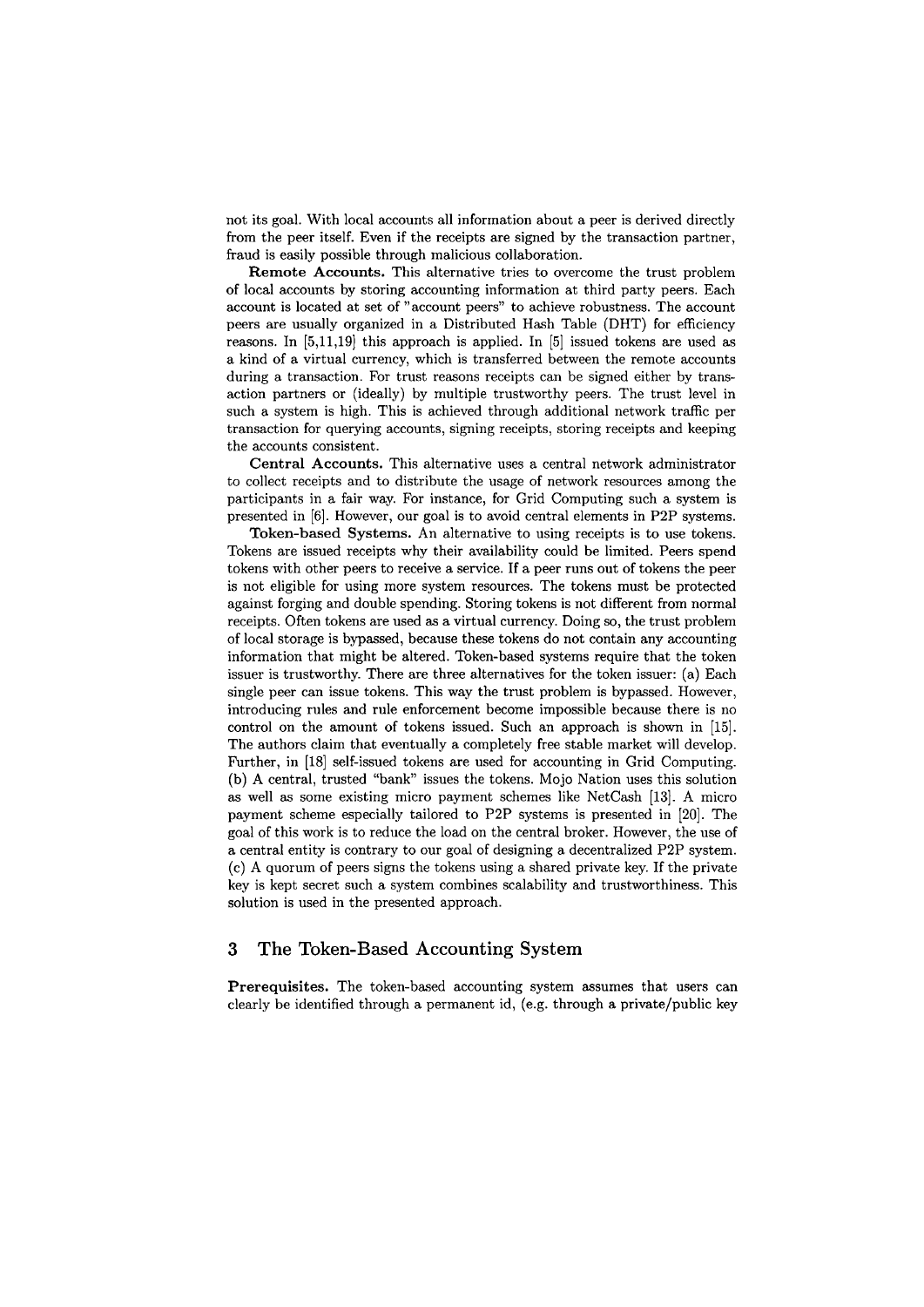not its goal. With local accounts all information about a peer is derived directly from the peer itself. Even if the receipts are signed by the transaction partner, fraud is easily possible through malicious collaboration.

**Remote Accounts.** This alternative tries to overcome the trust problem of local accounts by storing accounting information at third party peers. Each account is located at set of "account peers" to achieve robustness. The account peers are usually organized in a Distributed Hash Table (DHT) for efficiency reasons. In [5,11,19] this approach is applied. In [5] issued tokens are used as a kind of a virtual currency, which is transferred between the remote accounts during a transaction. For trust reasons receipts can be signed either by transaction partners or (ideally) by multiple trustworthy peers. The trust level in such a system is high. This is achieved through additional network traffic per transaction for querying accounts, signing receipts, storing receipts and keeping the accounts consistent.

**Central Accounts.** This alternative uses a central network administrator to collect receipts and to distribute the usage of network resources among the participants in a fair way. For instance, for Grid Computing such a system is presented in [6]. However, our goal is to avoid central elements in P2P systems.

**Token-based Systems.** An alternative to using receipts is to use tokens. Tokens are issued receipts why their availability could be limited. Peers spend tokens with other peers to receive a service. If a peer runs out of tokens the peer is not eligible for using more system resources. The tokens must be protected against forging and double spending. Storing tokens is not different from normal receipts. Often tokens are used as a virtual currency. Doing so, the trust problem of local storage is bypassed, because these tokens do not contain any accounting information that might be altered. Token-based systems require that the token issuer is trustworthy. There are three alternatives for the token issuer: (a) Each single peer can issue tokens. This way the trust problem is bypassed. However, introducing rules and rule enforcement become impossible because there is no control on the amount of tokens issued. Such an approach is shown in [15]. The authors claim that eventually a completely free stable market will develop. Further, in [18] self-issued tokens are used for accounting in Grid Computing. (b) A central, trusted "bank" issues the tokens. Mojo Nation uses this solution as well as some existing micro payment schemes like NetCash [13]. A micro payment scheme especially tailored to P2P systems is presented in [20]. The goal of this work is to reduce the load on the central broker. However, the use of a central entity is contrary to our goal of designing a decentralized P2P system. (c) A quorum of peers signs the tokens using a shared private key. If the private key is kept secret such a system combines scalability and trustworthiness. This solution is used in the presented approach.

## 3 The Token-Based Accounting System

**Prerequisites.** The token-based accounting system assumes that users can clearly be identified through a permanent id, (e.g. through a private/public key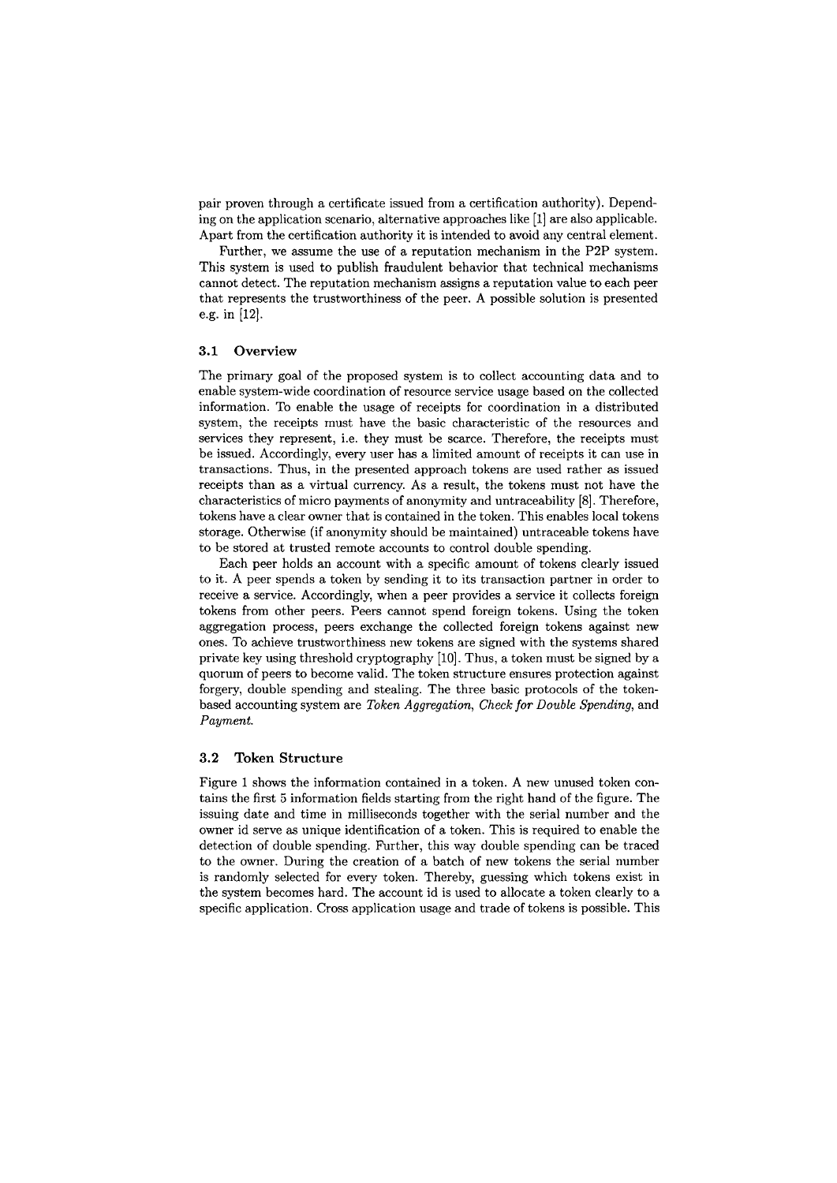pair proven through a certificate issued from a certification authority). Depending on the application scenario, alternative approaches like [1] are also applicable. Apart from the certification authority it is intended to avoid any central element.

Further, we assume the use of a reputation mechanism in the P2P system. This system is used to publish fraudulent behavior that technical mechanisms cannot detect. The reputation mechanism assigns a reputation value to each peer that represents the trustworthiness of the peer. A possible solution is presented e.g. in [12].

### 3.1 Overview

The primary goal of the proposed system is to collect accounting data and to enable system-wide coordination of resource service usage based on the collected information. To enable the usage of receipts for coordination in a distributed system, the receipts must have the basic characteristic of the resources and services they represent, i.e. they must be scarce. Therefore, the receipts must be issued. Accordingly, every user has a limited amount of receipts it can use in transactions. Thus, in the presented approach tokens are used rather as issued receipts than as a virtual currency. As a result, the tokens must not have the characteristics of micro payments of anonymity and untraceability [8]. Therefore, tokens have a clear owner that is contained in the token. This enables local tokens storage. Otherwise (if anonymity should be maintained) untraceable tokens have to be stored at trusted remote accounts to control double spending.

Each peer holds an account with a specific amount of tokens clearly issued to it. A peer spends a token by sending it to its transaction partner in order to receive a service. Accordingly, when a peer provides a service it collects foreign tokens from other peers. Peers cannot spend foreign tokens. Using the token aggregation process, peers exchange the collected foreign tokens against new ones. To achieve trustworthiness new tokens are signed with the systems shared private key using threshold cryptography [10]. Thus, a token must be signed by a quorum of peers to become valid. The token structure ensures protection against forgery, double spending and stealing. The three basic protocols of the token-based accounting system are *Token Aggregation*, *Check for Double Spending*, and *Payment*.

### 3.2 Token Structure

Figure 1 shows the information contained in a token. A new unused token contains the first 5 information fields starting from the right hand of the figure. The issuing date and time in milliseconds together with the serial number and the owner id serve as unique identification of a token. This is required to enable the detection of double spending. Further, this way double spending can be traced to the owner. During the creation of a batch of new tokens the serial number is randomly selected for every token. Thereby, guessing which tokens exist in the system becomes hard. The account id is used to allocate a token clearly to a specific application. Cross application usage and trade of tokens is possible. This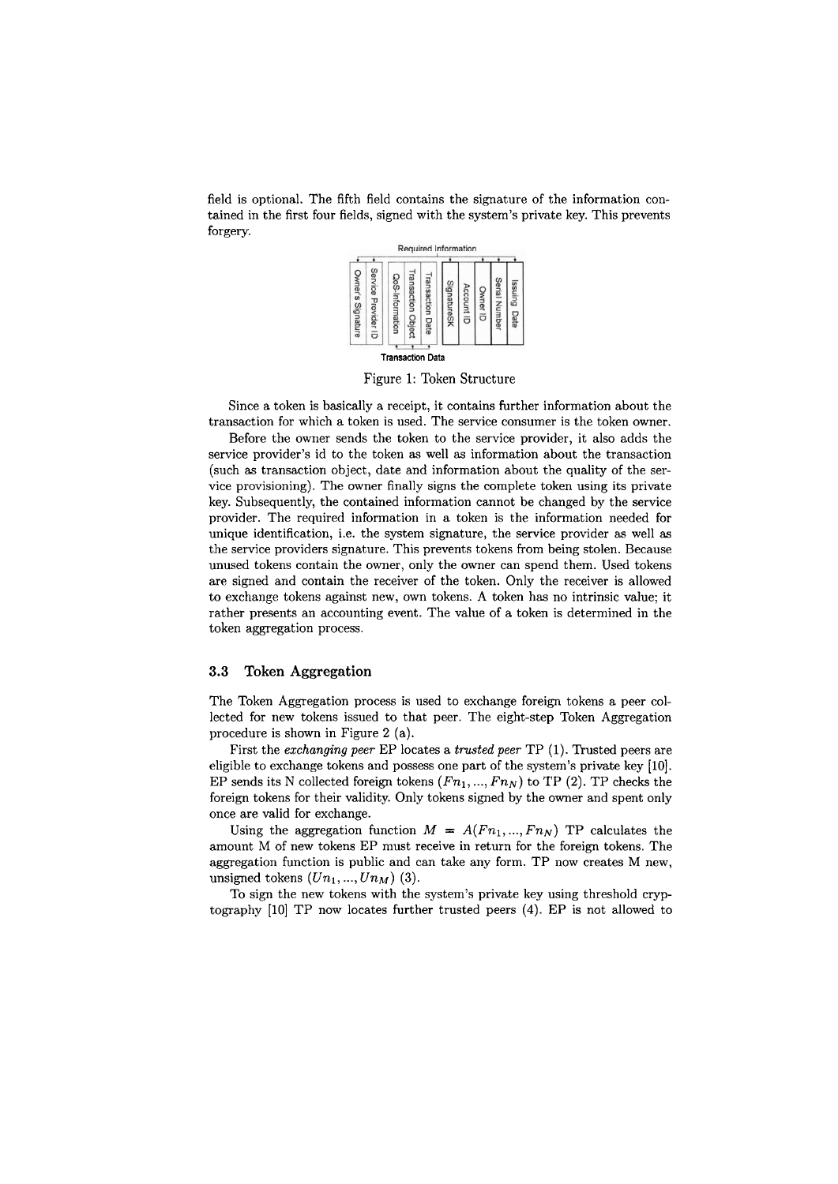field is optional. The fifth field contains the signature of the information contained in the first four fields, signed with the system's private key. This prevents forgery.

Figure 1: Token Structure

Since a token is basically a receipt, it contains further information about the transaction for which a token is used. The service consumer is the token owner.

Before the owner sends the token to the service provider, it also adds the service provider's id to the token as well as information about the transaction (such as transaction object, date and information about the quality of the service provisioning). The owner finally signs the complete token using its private key. Subsequently, the contained information cannot be changed by the service provider. The required information in a token is the information needed for unique identification, i.e. the system signature, the service provider as well as the service providers signature. This prevents tokens from being stolen. Because unused tokens contain the owner, only the owner can spend them. Used tokens are signed and contain the receiver of the token. Only the receiver is allowed to exchange tokens against new, own tokens. A token has no intrinsic value; it rather presents an accounting event. The value of a token is determined in the token aggregation process.

### 3.3 Token Aggregation

The Token Aggregation process is used to exchange foreign tokens a peer collected for new tokens issued to that peer. The eight-step Token Aggregation procedure is shown in Figure 2 (a).

First the *exchanging peer* EP locates a *trusted peer* TP (1). Trusted peers are eligible to exchange tokens and possess one part of the system's private key [10]. EP sends its N collected foreign tokens $(Fn_1, ..., Fn_N)$ to TP (2). TP checks the foreign tokens for their validity. Only tokens signed by the owner and spent only once are valid for exchange.

Using the aggregation function $M = A(Fn_1, ..., Fn_N)$ TP calculates the amount M of new tokens EP must receive in return for the foreign tokens. The aggregation function is public and can take any form. TP now creates M new, unsigned tokens $(Un_1, ..., Un_M)$ (3).

To sign the new tokens with the system's private key using threshold cryptography [10] TP now locates further trusted peers (4). EP is not allowed to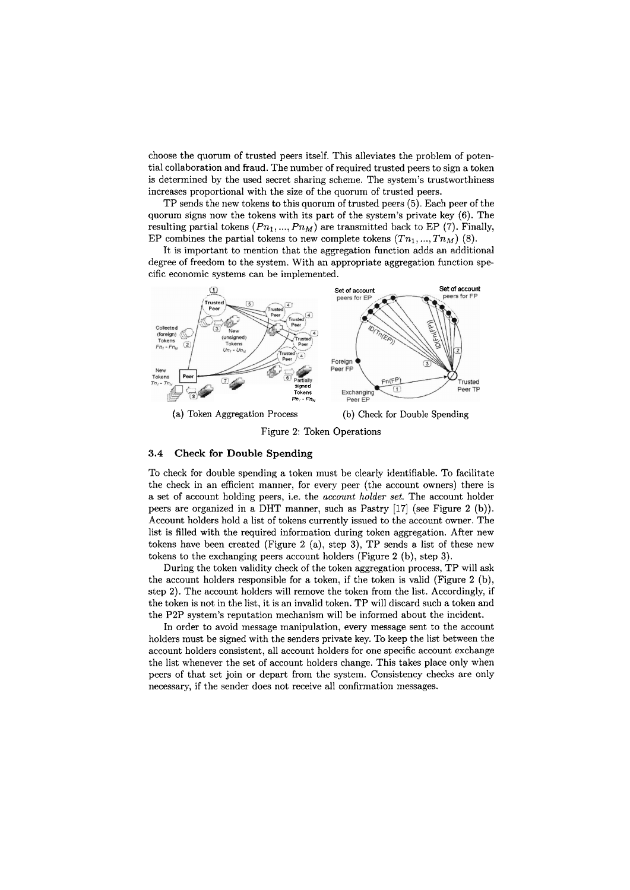choose the quorum of trusted peers itself. This alleviates the problem of potential collaboration and fraud. The number of required trusted peers to sign a token is determined by the used secret sharing scheme. The system's trustworthiness increases proportional with the size of the quorum of trusted peers.

TP sends the new tokens to this quorum of trusted peers (5). Each peer of the quorum signs now the tokens with its part of the system's private key (6). The resulting partial tokens $(Pn_1, ..., Pn_M)$ are transmitted back to EP (7). Finally, EP combines the partial tokens to new complete tokens $(Tn_1, ..., Tn_M)$ (8).

It is important to mention that the aggregation function adds an additional degree of freedom to the system. With an appropriate aggregation function specific economic systems can be implemented.

(a) Token Aggregation Process (b) Check for Double Spending

Figure 2: Token Operations

### 3.4 Check for Double Spending

To check for double spending a token must be clearly identifiable. To facilitate the check in an efficient manner, for every peer (the account owners) there is a set of account holding peers, i.e. the *account holder set*. The account holder peers are organized in a DHT manner, such as Pastry [17] (see Figure 2 (b)). Account holders hold a list of tokens currently issued to the account owner. The list is filled with the required information during token aggregation. After new tokens have been created (Figure 2 (a), step 3), TP sends a list of these new tokens to the exchanging peers account holders (Figure 2 (b), step 3).

During the token validity check of the token aggregation process, TP will ask the account holders responsible for a token, if the token is valid (Figure 2 (b), step 2). The account holders will remove the token from the list. Accordingly, if the token is not in the list, it is an invalid token. TP will discard such a token and the P2P system's reputation mechanism will be informed about the incident.

In order to avoid message manipulation, every message sent to the account holders must be signed with the senders private key. To keep the list between the account holders consistent, all account holders for one specific account exchange the list whenever the set of account holders change. This takes place only when peers of that set join or depart from the system. Consistency checks are only necessary, if the sender does not receive all confirmation messages.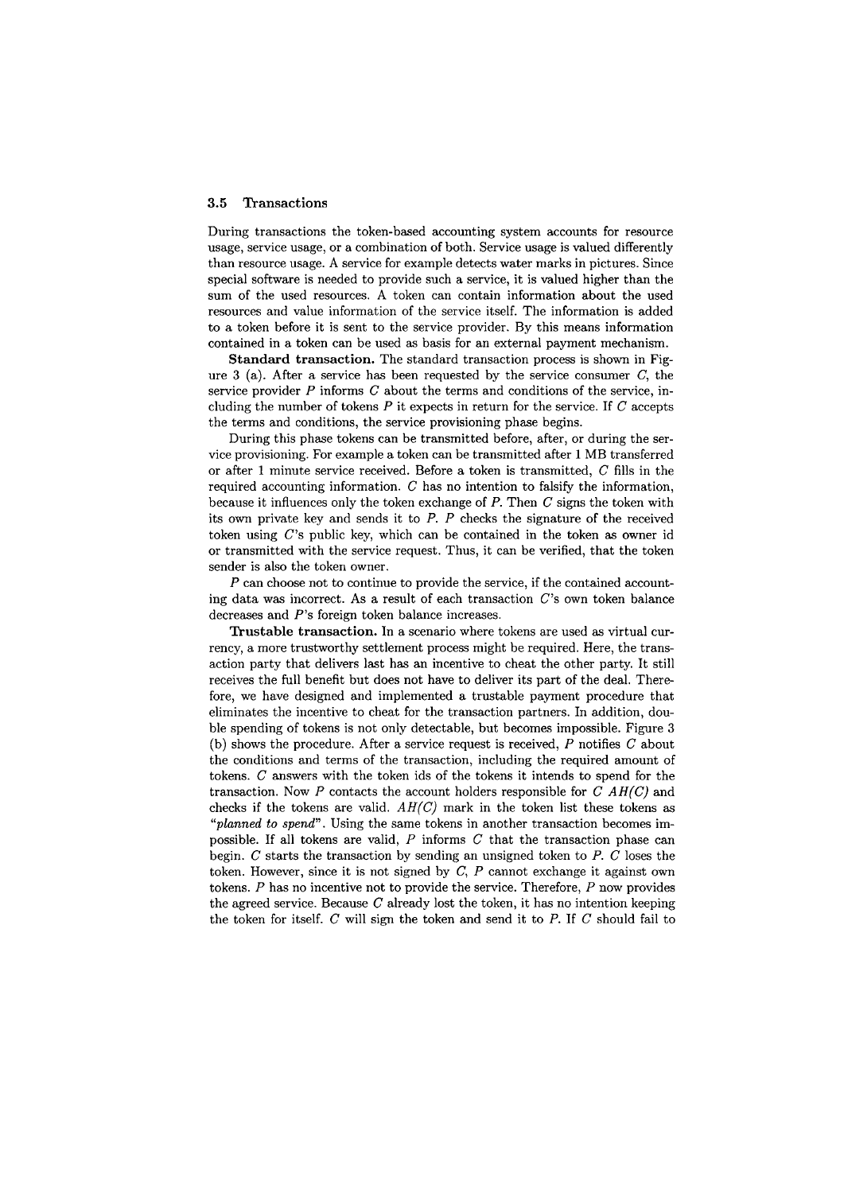### 3.5 Transactions

During transactions the token-based accounting system accounts for resource usage, service usage, or a combination of both. Service usage is valued differently than resource usage. A service for example detects water marks in pictures. Since special software is needed to provide such a service, it is valued higher than the sum of the used resources. A token can contain information about the used resources and value information of the service itself. The information is added to a token before it is sent to the service provider. By this means information contained in a token can be used as basis for an external payment mechanism.

**Standard transaction.** The standard transaction process is shown in Figure 3 (a). After a service has been requested by the service consumer $C$, the service provider $P$ informs $C$ about the terms and conditions of the service, including the number of tokens $P$ it expects in return for the service. If $C$ accepts the terms and conditions, the service provisioning phase begins.

During this phase tokens can be transmitted before, after, or during the service provisioning. For example a token can be transmitted after 1 MB transferred or after 1 minute service received. Before a token is transmitted, $C$ fills in the required accounting information. $C$ has no intention to falsify the information, because it influences only the token exchange of $P$. Then $C$ signs the token with its own private key and sends it to $P$. $P$ checks the signature of the received token using $C$'s public key, which can be contained in the token as owner id or transmitted with the service request. Thus, it can be verified, that the token sender is also the token owner.

$P$ can choose not to continue to provide the service, if the contained accounting data was incorrect. As a result of each transaction $C$'s own token balance decreases and $P$'s foreign token balance increases.

**Trustable transaction.** In a scenario where tokens are used as virtual currency, a more trustworthy settlement process might be required. Here, the transaction party that delivers last has an incentive to cheat the other party. It still receives the full benefit but does not have to deliver its part of the deal. Therefore, we have designed and implemented a trustable payment procedure that eliminates the incentive to cheat for the transaction partners. In addition, double spending of tokens is not only detectable, but becomes impossible. Figure 3 (b) shows the procedure. After a service request is received, $P$ notifies $C$ about the conditions and terms of the transaction, including the required amount of tokens. $C$ answers with the token ids of the tokens it intends to spend for the transaction. Now $P$ contacts the account holders responsible for $C$ $AH(C)$ and checks if the tokens are valid. $AH(C)$ mark in the token list these tokens as *"planned to spend"*. Using the same tokens in another transaction becomes impossible. If all tokens are valid, $P$ informs $C$ that the transaction phase can begin. $C$ starts the transaction by sending an unsigned token to $P$. $C$ loses the token. However, since it is not signed by $C$, $P$ cannot exchange it against own tokens. $P$ has no incentive not to provide the service. Therefore, $P$ now provides the agreed service. Because $C$ already lost the token, it has no intention keeping the token for itself. $C$ will sign the token and send it to $P$. If $C$ should fail to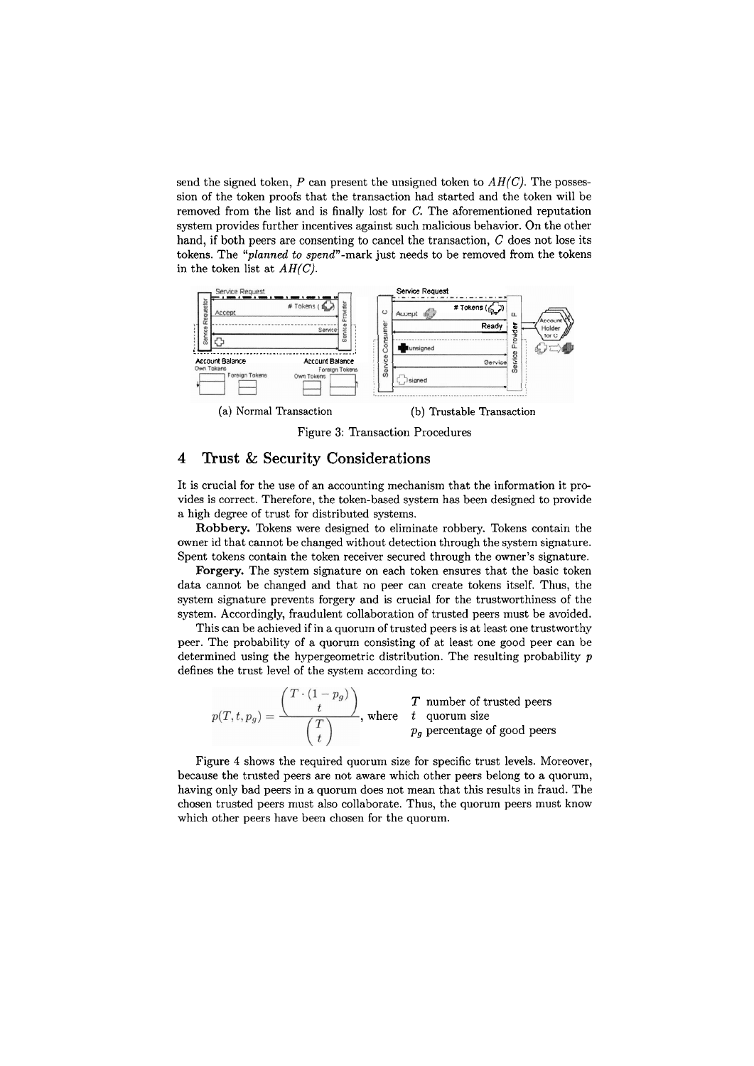send the signed token, $P$ can present the unsigned token to $AH(C)$. The possession of the token proofs that the transaction had started and the token will be removed from the list and is finally lost for $C$. The aforementioned reputation system provides further incentives against such malicious behavior. On the other hand, if both peers are consenting to cancel the transaction, $C$ does not lose its tokens. The *"planned to spend"*-mark just needs to be removed from the tokens in the token list at $AH(C)$.

(a) Normal Transaction (b) Trustable Transaction

Figure 3: Transaction Procedures

## 4 Trust & Security Considerations

It is crucial for the use of an accounting mechanism that the information it provides is correct. Therefore, the token-based system has been designed to provide a high degree of trust for distributed systems.

**Robbery.** Tokens were designed to eliminate robbery. Tokens contain the owner id that cannot be changed without detection through the system signature. Spent tokens contain the token receiver secured through the owner's signature.

**Forgery.** The system signature on each token ensures that the basic token data cannot be changed and that no peer can create tokens itself. Thus, the system signature prevents forgery and is crucial for the trustworthiness of the system. Accordingly, fraudulent collaboration of trusted peers must be avoided.

This can be achieved if in a quorum of trusted peers is at least one trustworthy peer. The probability of a quorum consisting of at least one good peer can be determined using the hypergeometric distribution. The resulting probability $p$ defines the trust level of the system according to:

$$p(T, t, p_g) = \frac{\binom{T \cdot (1 - p_g)}{t}}{\binom{T}{t}}, \text{ where } \begin{array}{ll} T & \text{number of trusted peers} \\ t & \text{quorum size} \\ p_g & \text{percentage of good peers} \end{array}$$

Figure 4 shows the required quorum size for specific trust levels. Moreover, because the trusted peers are not aware which other peers belong to a quorum, having only bad peers in a quorum does not mean that this results in fraud. The chosen trusted peers must also collaborate. Thus, the quorum peers must know which other peers have been chosen for the quorum.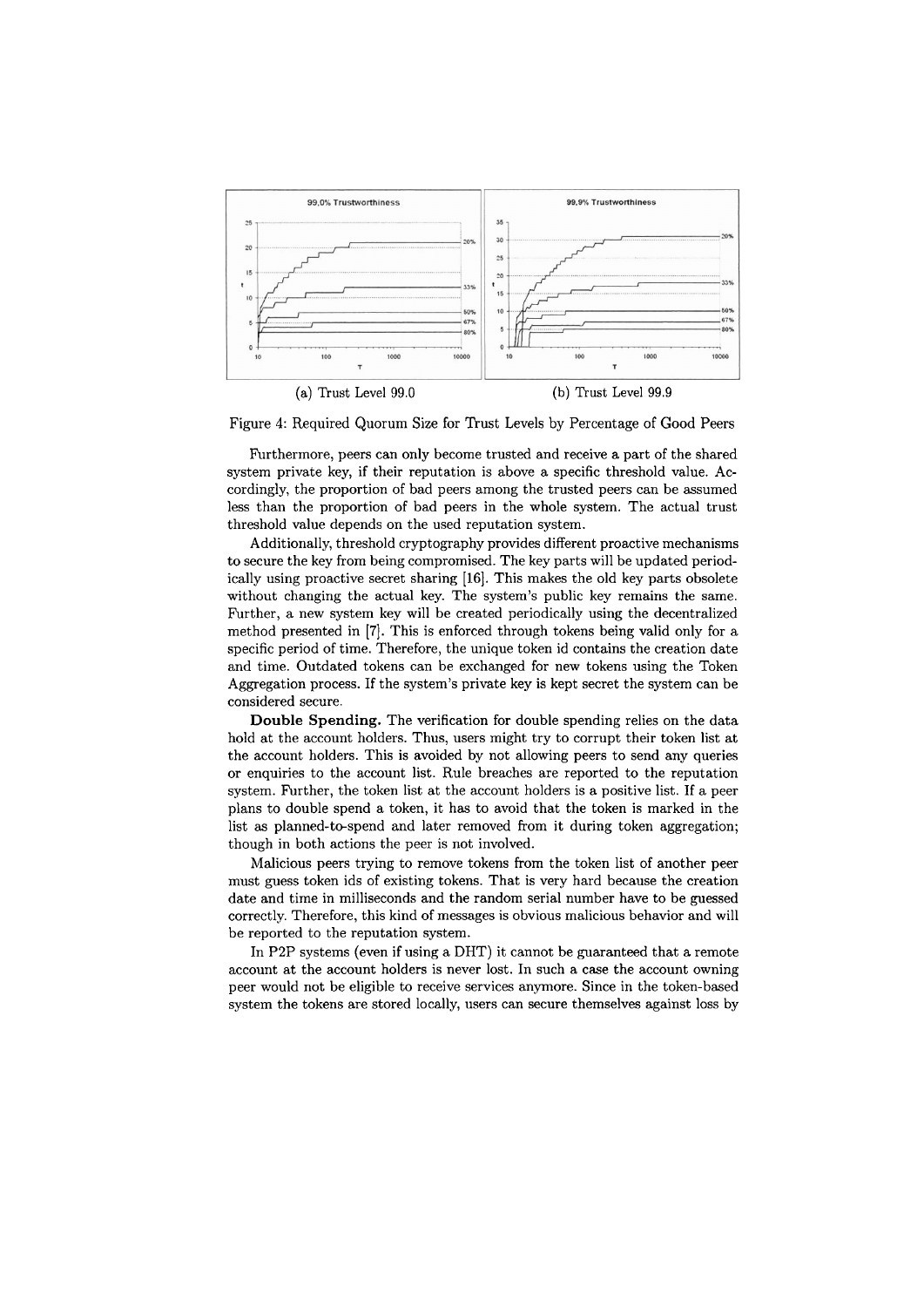(a) Trust Level 99.0

(b) Trust Level 99.9

Figure 4: Required Quorum Size for Trust Levels by Percentage of Good Peers

Furthermore, peers can only become trusted and receive a part of the shared system private key, if their reputation is above a specific threshold value. Accordingly, the proportion of bad peers among the trusted peers can be assumed less than the proportion of bad peers in the whole system. The actual trust threshold value depends on the used reputation system.

Additionally, threshold cryptography provides different proactive mechanisms to secure the key from being compromised. The key parts will be updated periodically using proactive secret sharing [16]. This makes the old key parts obsolete without changing the actual key. The system's public key remains the same. Further, a new system key will be created periodically using the decentralized method presented in [7]. This is enforced through tokens being valid only for a specific period of time. Therefore, the unique token id contains the creation date and time. Outdated tokens can be exchanged for new tokens using the Token Aggregation process. If the system's private key is kept secret the system can be considered secure.

**Double Spending.** The verification for double spending relies on the data hold at the account holders. Thus, users might try to corrupt their token list at the account holders. This is avoided by not allowing peers to send any queries or enquiries to the account list. Rule breaches are reported to the reputation system. Further, the token list at the account holders is a positive list. If a peer plans to double spend a token, it has to avoid that the token is marked in the list as planned-to-spend and later removed from it during token aggregation; though in both actions the peer is not involved.

Malicious peers trying to remove tokens from the token list of another peer must guess token ids of existing tokens. That is very hard because the creation date and time in milliseconds and the random serial number have to be guessed correctly. Therefore, this kind of messages is obvious malicious behavior and will be reported to the reputation system.

In P2P systems (even if using a DHT) it cannot be guaranteed that a remote account at the account holders is never lost. In such a case the account owning peer would not be eligible to receive services anymore. Since in the token-based system the tokens are stored locally, users can secure themselves against loss by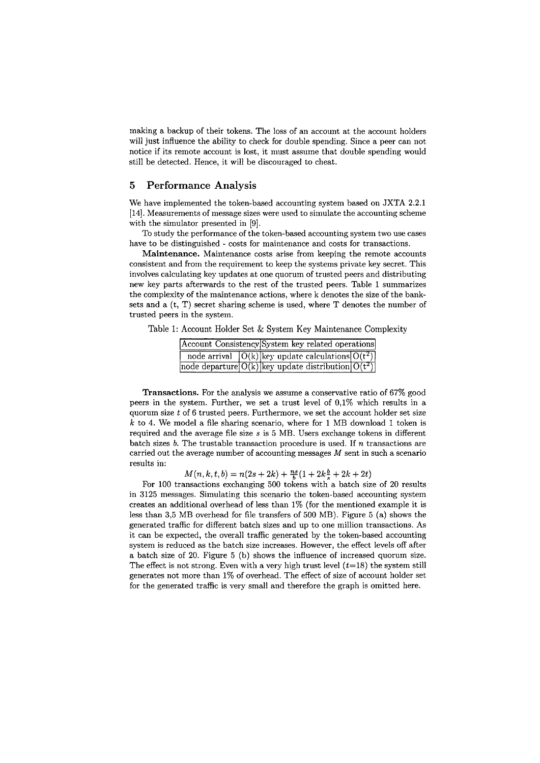making a backup of their tokens. The loss of an account at the account holders will just influence the ability to check for double spending. Since a peer can not notice if its remote account is lost, it must assume that double spending would still be detected. Hence, it will be discouraged to cheat.

## 5 Performance Analysis

We have implemented the token-based accounting system based on JXTA 2.2.1 [14]. Measurements of message sizes were used to simulate the accounting scheme with the simulator presented in [9].

To study the performance of the token-based accounting system two use cases have to be distinguished - costs for maintenance and costs for transactions.

**Maintenance.** Maintenance costs arise from keeping the remote accounts consistent and from the requirement to keep the systems private key secret. This involves calculating key updates at one quorum of trusted peers and distributing new key parts afterwards to the rest of the trusted peers. Table 1 summarizes the complexity of the maintenance actions, where k denotes the size of the bank-sets and a (t, T) secret sharing scheme is used, where T denotes the number of trusted peers in the system.

Table 1: Account Holder Set & System Key Maintenance Complexity

| Account Consistency | | System key related operations | |
|---|---|---|---|
| node arrival | O(k) | key update calculations | $O(t^2)$ |
| node departure | O(k) | key update distribution | $O(t^2)$ |

**Transactions.** For the analysis we assume a conservative ratio of 67% good peers in the system. Further, we set a trust level of 0,1% which results in a quorum size $t$ of 6 trusted peers. Furthermore, we set the account holder set size $k$ to 4. We model a file sharing scenario, where for 1 MB download 1 token is required and the average file size $s$ is 5 MB. Users exchange tokens in different batch sizes $b$. The trustable transaction procedure is used. If $n$ transactions are carried out the average number of accounting messages $M$ sent in such a scenario results in:

$$M(n, k, t, b) = n(2s + 2k) + \frac{ns}{b}(1 + 2k\frac{b}{s} + 2k + 2t)$$

For 100 transactions exchanging 500 tokens with a batch size of 20 results in 3125 messages. Simulating this scenario the token-based accounting system creates an additional overhead of less than 1% (for the mentioned example it is less than 3,5 MB overhead for file transfers of 500 MB). Figure 5 (a) shows the generated traffic for different batch sizes and up to one million transactions. As it can be expected, the overall traffic generated by the token-based accounting system is reduced as the batch size increases. However, the effect levels off after a batch size of 20. Figure 5 (b) shows the influence of increased quorum size. The effect is not strong. Even with a very high trust level ($t$=18) the system still generates not more than 1% of overhead. The effect of size of account holder set for the generated traffic is very small and therefore the graph is omitted here.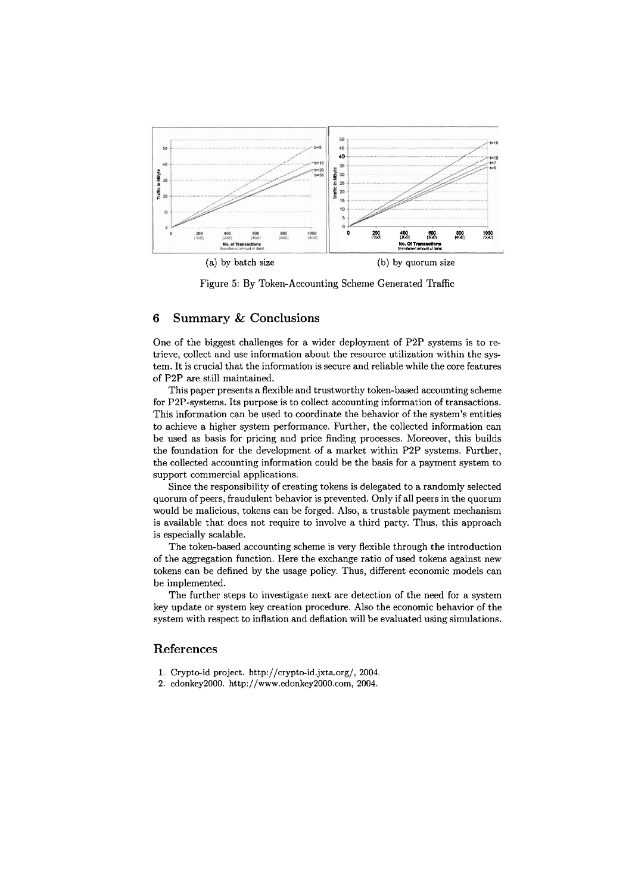(a) by batch size

(b) by quorum size

Figure 5: By Token-Accounting Scheme Generated Traffic

## 6 Summary & Conclusions

One of the biggest challenges for a wider deployment of P2P systems is to retrieve, collect and use information about the resource utilization within the system. It is crucial that the information is secure and reliable while the core features of P2P are still maintained.

This paper presents a flexible and trustworthy token-based accounting scheme for P2P-systems. Its purpose is to collect accounting information of transactions. This information can be used to coordinate the behavior of the system's entities to achieve a higher system performance. Further, the collected information can be used as basis for pricing and price finding processes. Moreover, this builds the foundation for the development of a market within P2P systems. Further, the collected accounting information could be the basis for a payment system to support commercial applications.

Since the responsibility of creating tokens is delegated to a randomly selected quorum of peers, fraudulent behavior is prevented. Only if all peers in the quorum would be malicious, tokens can be forged. Also, a trustable payment mechanism is available that does not require to involve a third party. Thus, this approach is especially scalable.

The token-based accounting scheme is very flexible through the introduction of the aggregation function. Here the exchange ratio of used tokens against new tokens can be defined by the usage policy. Thus, different economic models can be implemented.

The further steps to investigate next are detection of the need for a system key update or system key creation procedure. Also the economic behavior of the system with respect to inflation and deflation will be evaluated using simulations.

## References

1. Crypto-id project. http://crypto-id.jxta.org/, 2004.
2. edonkey2000. http://www.edonkey2000.com, 2004.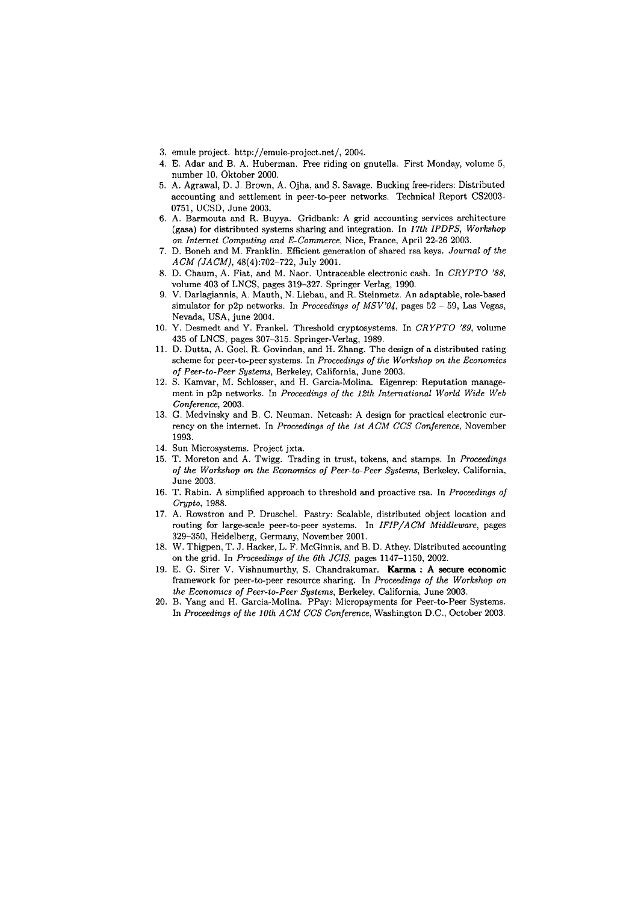3. emule project. http://emule-project.net/, 2004.
4. E. Adar and B. A. Huberman. Free riding on gnutella. First Monday, volume 5, number 10, Oktober 2000.
5. A. Agrawal, D. J. Brown, A. Ojha, and S. Savage. Bucking free-riders: Distributed accounting and settlement in peer-to-peer networks. Technical Report CS2003-0751, UCSD, June 2003.
6. A. Barmouta and R. Buyya. Gridbank: A grid accounting services architecture (gasa) for distributed systems sharing and integration. In *17th IPDPS, Workshop on Internet Computing and E-Commerce*, Nice, France, April 22-26 2003.
7. D. Boneh and M. Franklin. Efficient generation of shared rsa keys. *Journal of the ACM (JACM)*, 48(4):702–722, July 2001.
8. D. Chaum, A. Fiat, and M. Naor. Untraceable electronic cash. In *CRYPTO '88*, volume 403 of LNCS, pages 319–327. Springer Verlag, 1990.
9. V. Darlagiannis, A. Mauth, N. Liebau, and R. Steinmetz. An adaptable, role-based simulator for p2p networks. In *Proceedings of MSV'04*, pages 52 – 59, Las Vegas, Nevada, USA, june 2004.
10. Y. Desmedt and Y. Frankel. Threshold cryptosystems. In *CRYPTO '89*, volume 435 of LNCS, pages 307–315. Springer-Verlag, 1989.
11. D. Dutta, A. Goel, R. Govindan, and H. Zhang. The design of a distributed rating scheme for peer-to-peer systems. In *Proceedings of the Workshop on the Economics of Peer-to-Peer Systems*, Berkeley, California, June 2003.
12. S. Kamvar, M. Schlosser, and H. Garcia-Molina. Eigenrep: Reputation management in p2p networks. In *Proceedings of the 12th International World Wide Web Conference*, 2003.
13. G. Medvinsky and B. C. Neuman. Netcash: A design for practical electronic currency on the internet. In *Proceedings of the 1st ACM CCS Conference*, November 1993.
14. Sun Microsystems. Project jxta.
15. T. Moreton and A. Twigg. Trading in trust, tokens, and stamps. In *Proceedings of the Workshop on the Economics of Peer-to-Peer Systems*, Berkeley, California, June 2003.
16. T. Rabin. A simplified approach to threshold and proactive rsa. In *Proceedings of Crypto*, 1988.
17. A. Rowstron and P. Druschel. Pastry: Scalable, distributed object location and routing for large-scale peer-to-peer systems. In *IFIP/ACM Middleware*, pages 329–350, Heidelberg, Germany, November 2001.
18. W. Thigpen, T. J. Hacker, L. F. McGinnis, and B. D. Athey. Distributed accounting on the grid. In *Proceedings of the 6th JCIS*, pages 1147–1150, 2002.
19. E. G. Sirer V. Vishnumurthy, S. Chandrakumar. **Karma : A secure economic** framework for peer-to-peer resource sharing. In *Proceedings of the Workshop on the Economics of Peer-to-Peer Systems*, Berkeley, California, June 2003.
20. B. Yang and H. Garcia-Molina. PPay: Micropayments for Peer-to-Peer Systems. In *Proceedings of the 10th ACM CCS Conference*, Washington D.C., October 2003.